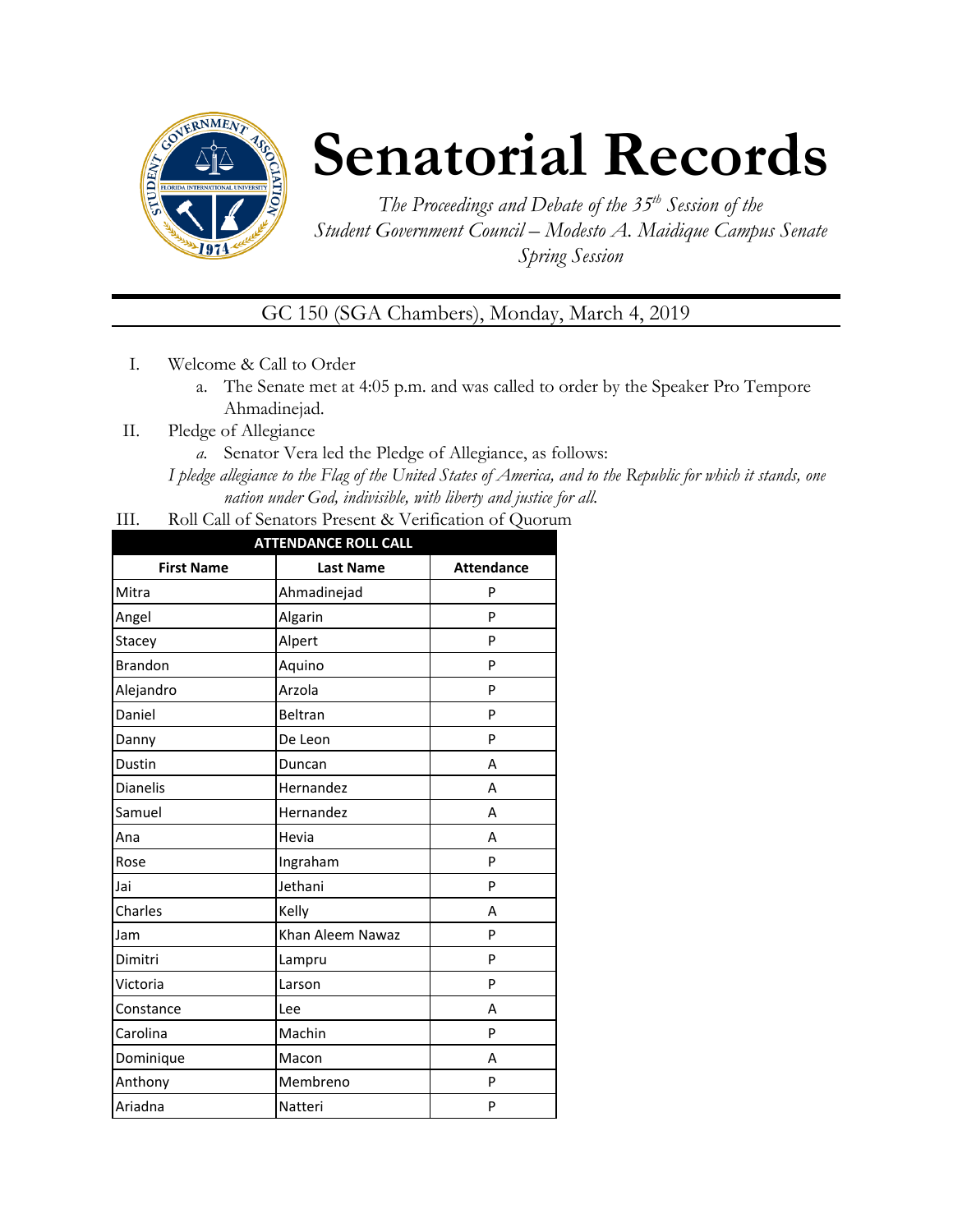# Senatorial Records

*The Proceedings and Debate of the 35th Session of the Student Government Council – Modesto A. Maidique Campus Senate Spring Session*

GC 150 (SGA Chambers), Monday, March 4, 2019

I. Welcome & Call to Order
   a. The Senate met at 4:05 p.m. and was called to order by the Speaker Pro Tempore Ahmadinejad.

II. Pledge of Allegiance
   a. Senator Vera led the Pledge of Allegiance, as follows:

   *I pledge allegiance to the Flag of the United States of America, and to the Republic for which it stands, one nation under God, indivisible, with liberty and justice for all.*

III. Roll Call of Senators Present & Verification of Quorum

| ATTENDANCE ROLL CALL | | |
|---|---|---|
| **First Name** | **Last Name** | **Attendance** |
| Mitra | Ahmadinejad | P |
| Angel | Algarin | P |
| Stacey | Alpert | P |
| Brandon | Aquino | P |
| Alejandro | Arzola | P |
| Daniel | Beltran | P |
| Danny | De Leon | P |
| Dustin | Duncan | A |
| Dianelis | Hernandez | A |
| Samuel | Hernandez | A |
| Ana | Hevia | A |
| Rose | Ingraham | P |
| Jai | Jethani | P |
| Charles | Kelly | A |
| Jam | Khan Aleem Nawaz | P |
| Dimitri | Lampru | P |
| Victoria | Larson | P |
| Constance | Lee | A |
| Carolina | Machin | P |
| Dominique | Macon | A |
| Anthony | Membreno | P |
| Ariadna | Natteri | P |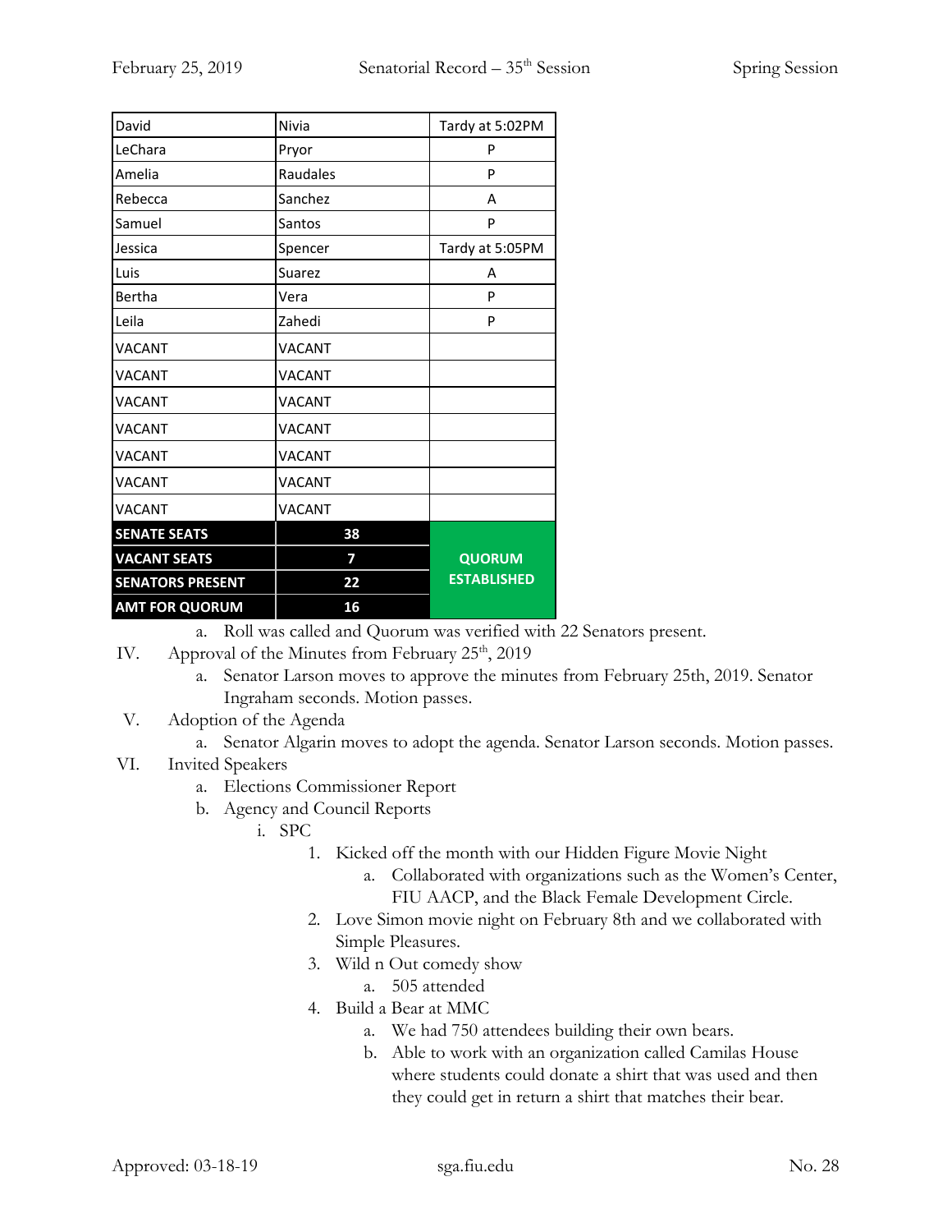| David | Nivia | Tardy at 5:02PM |
|---|---|---|
| LeChara | Pryor | P |
| Amelia | Raudales | P |
| Rebecca | Sanchez | A |
| Samuel | Santos | P |
| Jessica | Spencer | Tardy at 5:05PM |
| Luis | Suarez | A |
| Bertha | Vera | P |
| Leila | Zahedi | P |
| VACANT | VACANT | |
| VACANT | VACANT | |
| VACANT | VACANT | |
| VACANT | VACANT | |
| VACANT | VACANT | |
| VACANT | VACANT | |
| VACANT | VACANT | |
| **SENATE SEATS** | **38** | **QUORUM ESTABLISHED** |
| **VACANT SEATS** | **7** | |
| **SENATORS PRESENT** | **22** | |
| **AMT FOR QUORUM** | **16** | |

a. Roll was called and Quorum was verified with 22 Senators present.

IV. Approval of the Minutes from February 25th, 2019
  a. Senator Larson moves to approve the minutes from February 25th, 2019. Senator Ingraham seconds. Motion passes.

V. Adoption of the Agenda
  a. Senator Algarin moves to adopt the agenda. Senator Larson seconds. Motion passes.

VI. Invited Speakers
  a. Elections Commissioner Report
  b. Agency and Council Reports
    i. SPC
      1. Kicked off the month with our Hidden Figure Movie Night
        a. Collaborated with organizations such as the Women's Center, FIU AACP, and the Black Female Development Circle.
      2. Love Simon movie night on February 8th and we collaborated with Simple Pleasures.
      3. Wild n Out comedy show
        a. 505 attended
      4. Build a Bear at MMC
        a. We had 750 attendees building their own bears.
        b. Able to work with an organization called Camilas House where students could donate a shirt that was used and then they could get in return a shirt that matches their bear.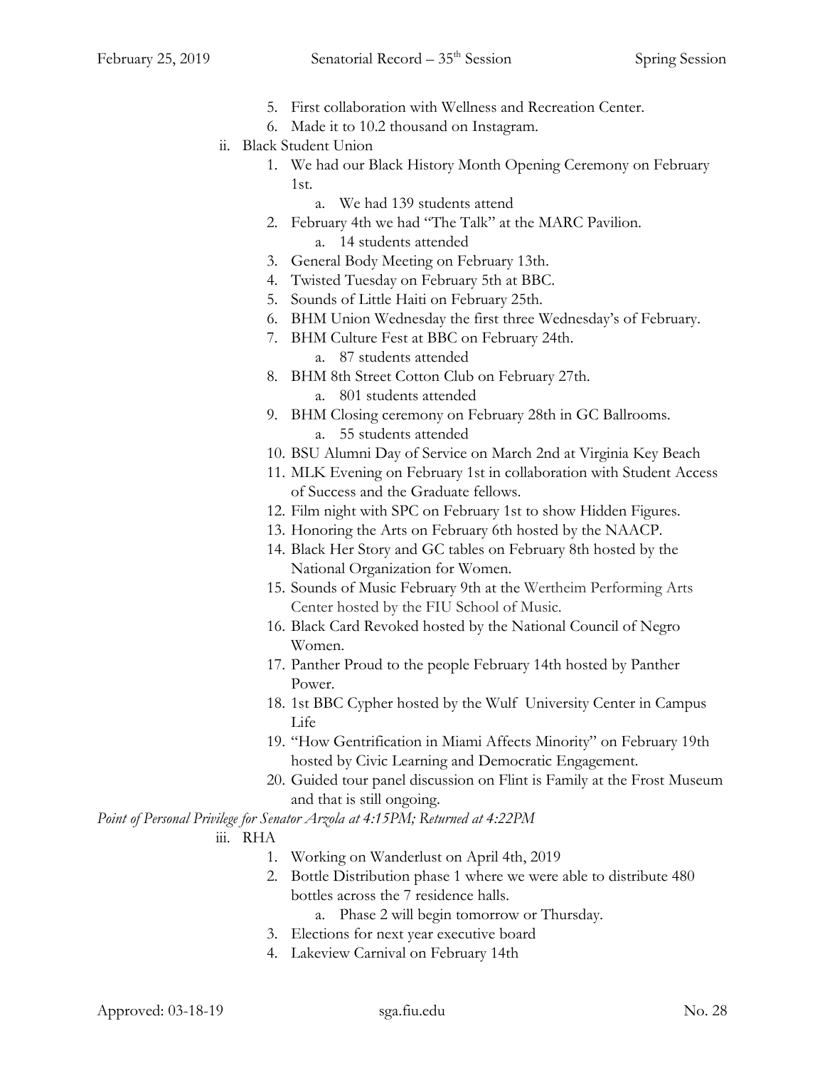5. First collaboration with Wellness and Recreation Center.
6. Made it to 10.2 thousand on Instagram.

ii. Black Student Union

1. We had our Black History Month Opening Ceremony on February 1st.
    a. We had 139 students attend
2. February 4th we had "The Talk" at the MARC Pavilion.
    a. 14 students attended
3. General Body Meeting on February 13th.
4. Twisted Tuesday on February 5th at BBC.
5. Sounds of Little Haiti on February 25th.
6. BHM Union Wednesday the first three Wednesday's of February.
7. BHM Culture Fest at BBC on February 24th.
    a. 87 students attended
8. BHM 8th Street Cotton Club on February 27th.
    a. 801 students attended
9. BHM Closing ceremony on February 28th in GC Ballrooms.
    a. 55 students attended
10. BSU Alumni Day of Service on March 2nd at Virginia Key Beach
11. MLK Evening on February 1st in collaboration with Student Access of Success and the Graduate fellows.
12. Film night with SPC on February 1st to show Hidden Figures.
13. Honoring the Arts on February 6th hosted by the NAACP.
14. Black Her Story and GC tables on February 8th hosted by the National Organization for Women.
15. Sounds of Music February 9th at the Wertheim Performing Arts Center hosted by the FIU School of Music.
16. Black Card Revoked hosted by the National Council of Negro Women.
17. Panther Proud to the people February 14th hosted by Panther Power.
18. 1st BBC Cypher hosted by the Wulf University Center in Campus Life
19. "How Gentrification in Miami Affects Minority" on February 19th hosted by Civic Learning and Democratic Engagement.
20. Guided tour panel discussion on Flint is Family at the Frost Museum and that is still ongoing.

*Point of Personal Privilege for Senator Arzola at 4:15PM; Returned at 4:22PM*

iii. RHA

1. Working on Wanderlust on April 4th, 2019
2. Bottle Distribution phase 1 where we were able to distribute 480 bottles across the 7 residence halls.
    a. Phase 2 will begin tomorrow or Thursday.
3. Elections for next year executive board
4. Lakeview Carnival on February 14th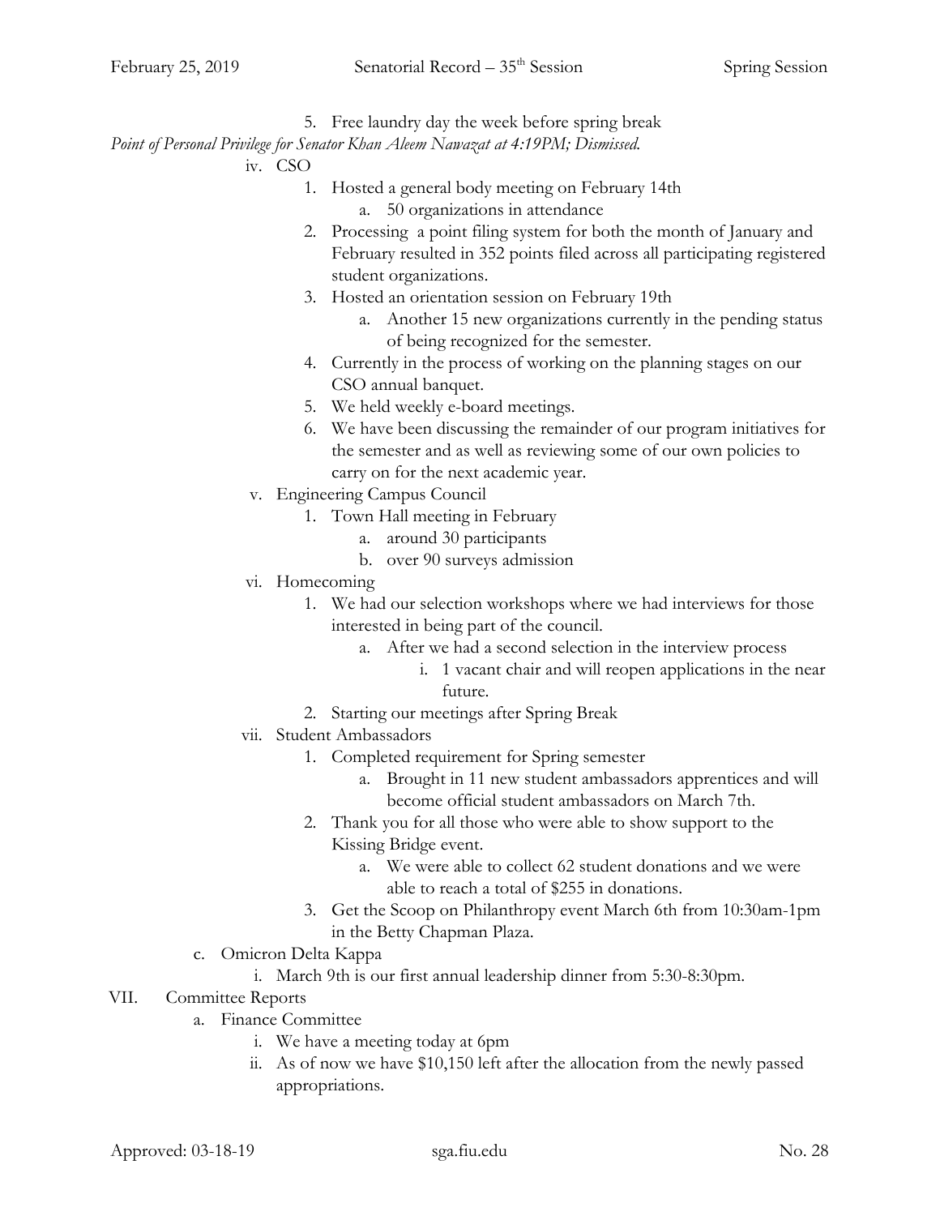5. Free laundry day the week before spring break

*Point of Personal Privilege for Senator Khan Aleem Nawazat at 4:19PM; Dismissed.*

- iv. CSO
    1. Hosted a general body meeting on February 14th
        a. 50 organizations in attendance
    2. Processing a point filing system for both the month of January and February resulted in 352 points filed across all participating registered student organizations.
    3. Hosted an orientation session on February 19th
        a. Another 15 new organizations currently in the pending status of being recognized for the semester.
    4. Currently in the process of working on the planning stages on our CSO annual banquet.
    5. We held weekly e-board meetings.
    6. We have been discussing the remainder of our program initiatives for the semester and as well as reviewing some of our own policies to carry on for the next academic year.
- v. Engineering Campus Council
    1. Town Hall meeting in February
        a. around 30 participants
        b. over 90 surveys admission
- vi. Homecoming
    1. We had our selection workshops where we had interviews for those interested in being part of the council.
        a. After we had a second selection in the interview process
            i. 1 vacant chair and will reopen applications in the near future.
    2. Starting our meetings after Spring Break
- vii. Student Ambassadors
    1. Completed requirement for Spring semester
        a. Brought in 11 new student ambassadors apprentices and will become official student ambassadors on March 7th.
    2. Thank you for all those who were able to show support to the Kissing Bridge event.
        a. We were able to collect 62 student donations and we were able to reach a total of $255 in donations.
    3. Get the Scoop on Philanthropy event March 6th from 10:30am-1pm in the Betty Chapman Plaza.

c. Omicron Delta Kappa
- i. March 9th is our first annual leadership dinner from 5:30-8:30pm.

VII. Committee Reports

a. Finance Committee
- i. We have a meeting today at 6pm
- ii. As of now we have $10,150 left after the allocation from the newly passed appropriations.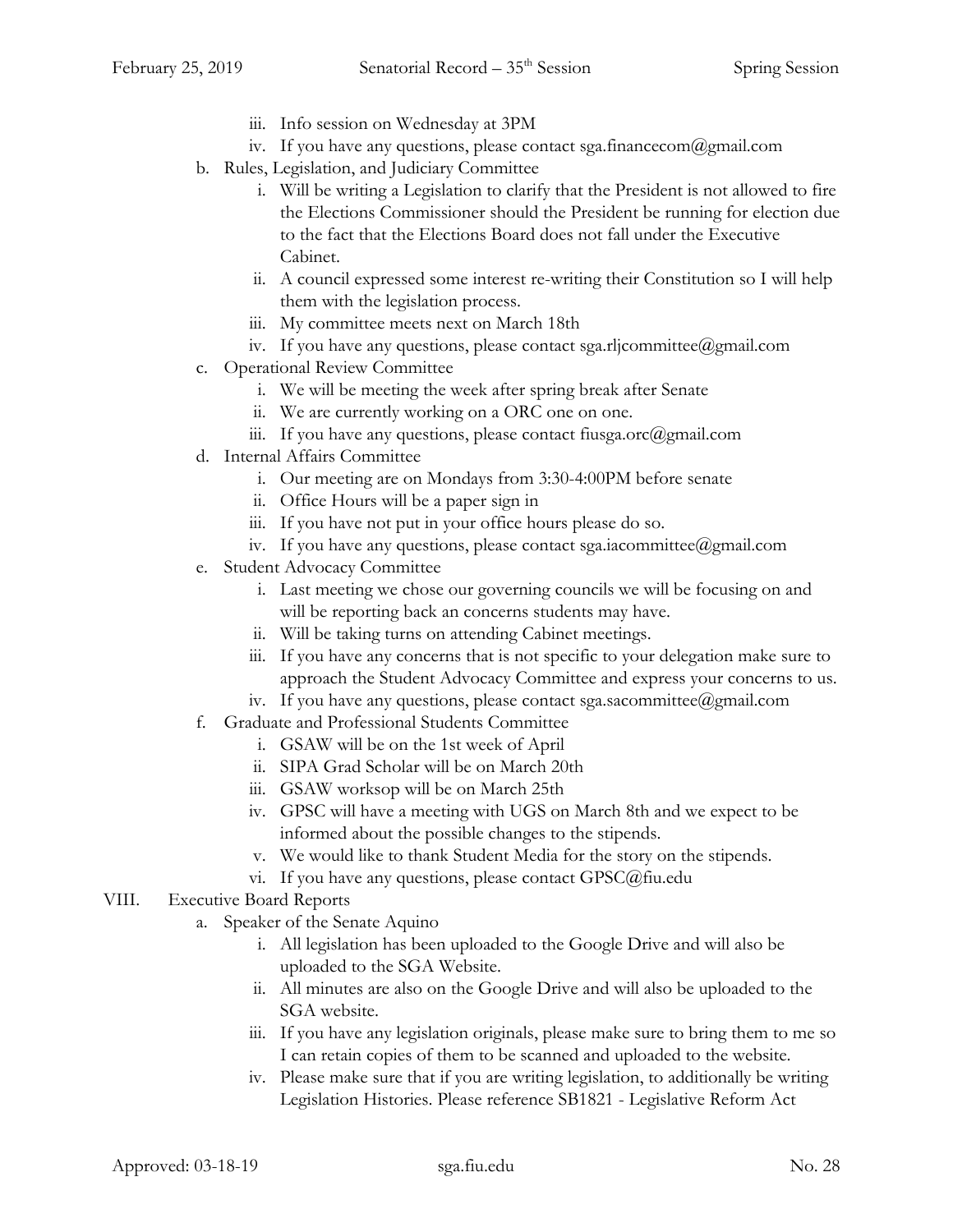iii. Info session on Wednesday at 3PM
iv. If you have any questions, please contact sga.financecom@gmail.com

b. Rules, Legislation, and Judiciary Committee
   i. Will be writing a Legislation to clarify that the President is not allowed to fire the Elections Commissioner should the President be running for election due to the fact that the Elections Board does not fall under the Executive Cabinet.
   ii. A council expressed some interest re-writing their Constitution so I will help them with the legislation process.
   iii. My committee meets next on March 18th
   iv. If you have any questions, please contact sga.rljcommittee@gmail.com

c. Operational Review Committee
   i. We will be meeting the week after spring break after Senate
   ii. We are currently working on a ORC one on one.
   iii. If you have any questions, please contact fiusga.orc@gmail.com

d. Internal Affairs Committee
   i. Our meeting are on Mondays from 3:30-4:00PM before senate
   ii. Office Hours will be a paper sign in
   iii. If you have not put in your office hours please do so.
   iv. If you have any questions, please contact sga.iacommittee@gmail.com

e. Student Advocacy Committee
   i. Last meeting we chose our governing councils we will be focusing on and will be reporting back an concerns students may have.
   ii. Will be taking turns on attending Cabinet meetings.
   iii. If you have any concerns that is not specific to your delegation make sure to approach the Student Advocacy Committee and express your concerns to us.
   iv. If you have any questions, please contact sga.sacommittee@gmail.com

f. Graduate and Professional Students Committee
   i. GSAW will be on the 1st week of April
   ii. SIPA Grad Scholar will be on March 20th
   iii. GSAW worksop will be on March 25th
   iv. GPSC will have a meeting with UGS on March 8th and we expect to be informed about the possible changes to the stipends.
   v. We would like to thank Student Media for the story on the stipends.
   vi. If you have any questions, please contact GPSC@fiu.edu

VIII. Executive Board Reports

a. Speaker of the Senate Aquino
   i. All legislation has been uploaded to the Google Drive and will also be uploaded to the SGA Website.
   ii. All minutes are also on the Google Drive and will also be uploaded to the SGA website.
   iii. If you have any legislation originals, please make sure to bring them to me so I can retain copies of them to be scanned and uploaded to the website.
   iv. Please make sure that if you are writing legislation, to additionally be writing Legislation Histories. Please reference SB1821 - Legislative Reform Act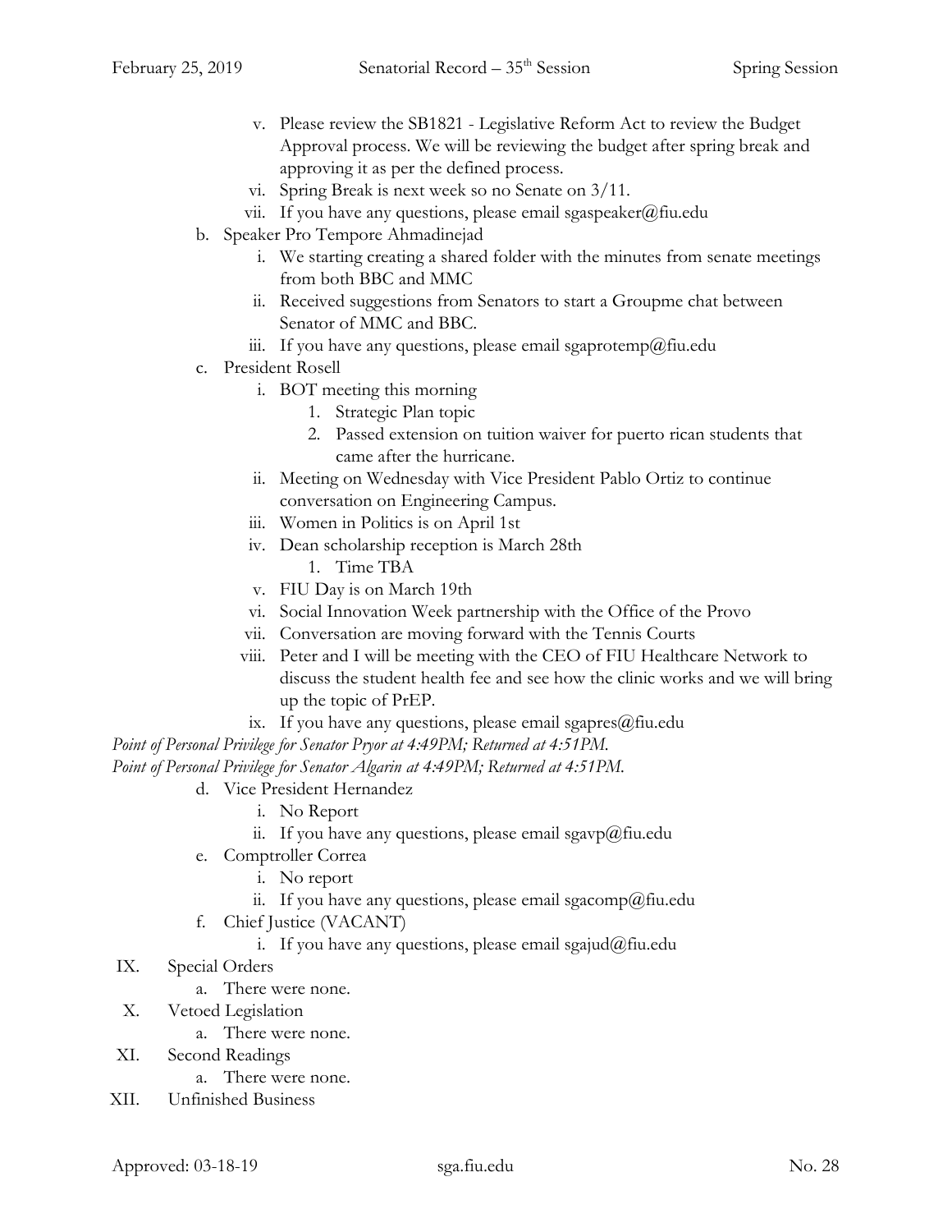v. Please review the SB1821 - Legislative Reform Act to review the Budget Approval process. We will be reviewing the budget after spring break and approving it as per the defined process.
vi. Spring Break is next week so no Senate on 3/11.
vii. If you have any questions, please email sgaspeaker@fiu.edu

b. Speaker Pro Tempore Ahmadinejad
   i. We starting creating a shared folder with the minutes from senate meetings from both BBC and MMC
   ii. Received suggestions from Senators to start a Groupme chat between Senator of MMC and BBC.
   iii. If you have any questions, please email sgaprotemp@fiu.edu

c. President Rosell
   i. BOT meeting this morning
      1. Strategic Plan topic
      2. Passed extension on tuition waiver for puerto rican students that came after the hurricane.
   ii. Meeting on Wednesday with Vice President Pablo Ortiz to continue conversation on Engineering Campus.
   iii. Women in Politics is on April 1st
   iv. Dean scholarship reception is March 28th
      1. Time TBA
   v. FIU Day is on March 19th
   vi. Social Innovation Week partnership with the Office of the Provo
   vii. Conversation are moving forward with the Tennis Courts
   viii. Peter and I will be meeting with the CEO of FIU Healthcare Network to discuss the student health fee and see how the clinic works and we will bring up the topic of PrEP.
   ix. If you have any questions, please email sgapres@fiu.edu

*Point of Personal Privilege for Senator Pryor at 4:49PM; Returned at 4:51PM.*
*Point of Personal Privilege for Senator Algarin at 4:49PM; Returned at 4:51PM.*

d. Vice President Hernandez
   i. No Report
   ii. If you have any questions, please email sgavp@fiu.edu

e. Comptroller Correa
   i. No report
   ii. If you have any questions, please email sgacomp@fiu.edu

f. Chief Justice (VACANT)
   i. If you have any questions, please email sgajud@fiu.edu

IX. Special Orders
   a. There were none.

X. Vetoed Legislation
   a. There were none.

XI. Second Readings
   a. There were none.

XII. Unfinished Business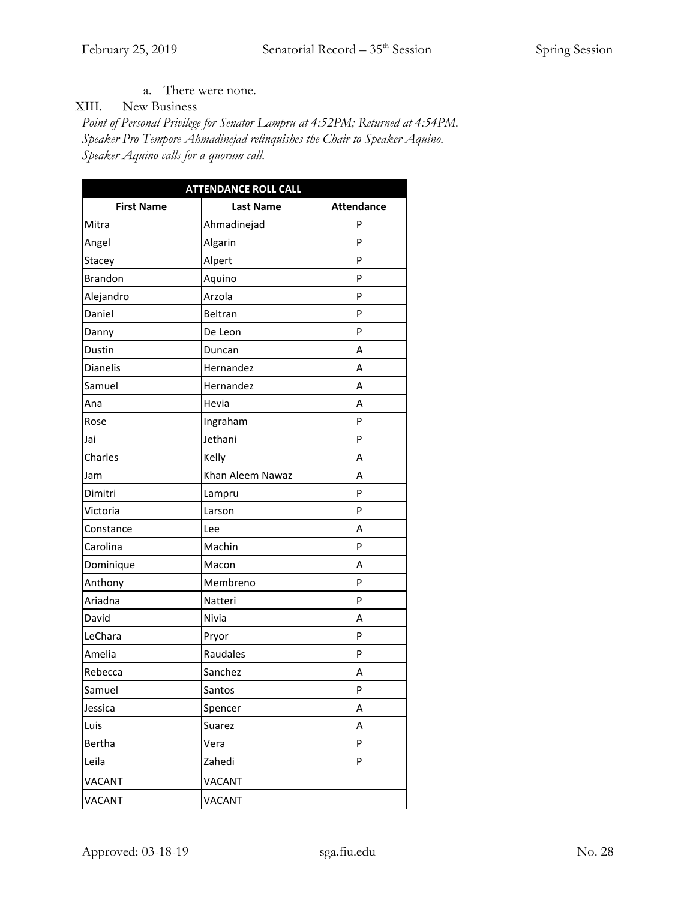a. There were none.

XIII. New Business

*Point of Personal Privilege for Senator Lampru at 4:52PM; Returned at 4:54PM.*
*Speaker Pro Tempore Ahmadinejad relinquishes the Chair to Speaker Aquino.*
*Speaker Aquino calls for a quorum call.*

| ATTENDANCE ROLL CALL | | |
|---|---|---|
| **First Name** | **Last Name** | **Attendance** |
| Mitra | Ahmadinejad | P |
| Angel | Algarin | P |
| Stacey | Alpert | P |
| Brandon | Aquino | P |
| Alejandro | Arzola | P |
| Daniel | Beltran | P |
| Danny | De Leon | P |
| Dustin | Duncan | A |
| Dianelis | Hernandez | A |
| Samuel | Hernandez | A |
| Ana | Hevia | A |
| Rose | Ingraham | P |
| Jai | Jethani | P |
| Charles | Kelly | A |
| Jam | Khan Aleem Nawaz | A |
| Dimitri | Lampru | P |
| Victoria | Larson | P |
| Constance | Lee | A |
| Carolina | Machin | P |
| Dominique | Macon | A |
| Anthony | Membreno | P |
| Ariadna | Natteri | P |
| David | Nivia | A |
| LeChara | Pryor | P |
| Amelia | Raudales | P |
| Rebecca | Sanchez | A |
| Samuel | Santos | P |
| Jessica | Spencer | A |
| Luis | Suarez | A |
| Bertha | Vera | P |
| Leila | Zahedi | P |
| VACANT | VACANT | |
| VACANT | VACANT | |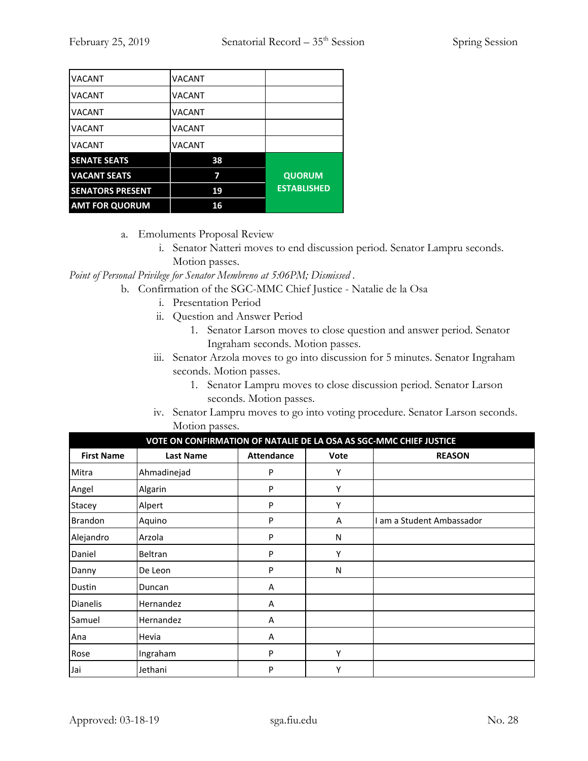| VACANT | VACANT | |
|---|---|---|
| VACANT | VACANT | |
| VACANT | VACANT | |
| VACANT | VACANT | |
| VACANT | VACANT | |
| **SENATE SEATS** | **38** | **QUORUM ESTABLISHED** |
| **VACANT SEATS** | **7** | |
| **SENATORS PRESENT** | **19** | |
| **AMT FOR QUORUM** | **16** | |

a. Emoluments Proposal Review
   i. Senator Natteri moves to end discussion period. Senator Lampru seconds. Motion passes.

*Point of Personal Privilege for Senator Membreno at 5:06PM; Dismissed .*

b. Confirmation of the SGC-MMC Chief Justice - Natalie de la Osa
   i. Presentation Period
   ii. Question and Answer Period
      1. Senator Larson moves to close question and answer period. Senator Ingraham seconds. Motion passes.
   iii. Senator Arzola moves to go into discussion for 5 minutes. Senator Ingraham seconds. Motion passes.
      1. Senator Lampru moves to close discussion period. Senator Larson seconds. Motion passes.
   iv. Senator Lampru moves to go into voting procedure. Senator Larson seconds. Motion passes.

| VOTE ON CONFIRMATION OF NATALIE DE LA OSA AS SGC-MMC CHIEF JUSTICE | | | | |
|---|---|---|---|---|
| **First Name** | **Last Name** | **Attendance** | **Vote** | **REASON** |
| Mitra | Ahmadinejad | P | Y | |
| Angel | Algarin | P | Y | |
| Stacey | Alpert | P | Y | |
| Brandon | Aquino | P | A | I am a Student Ambassador |
| Alejandro | Arzola | P | N | |
| Daniel | Beltran | P | Y | |
| Danny | De Leon | P | N | |
| Dustin | Duncan | A | | |
| Dianelis | Hernandez | A | | |
| Samuel | Hernandez | A | | |
| Ana | Hevia | A | | |
| Rose | Ingraham | P | Y | |
| Jai | Jethani | P | Y | |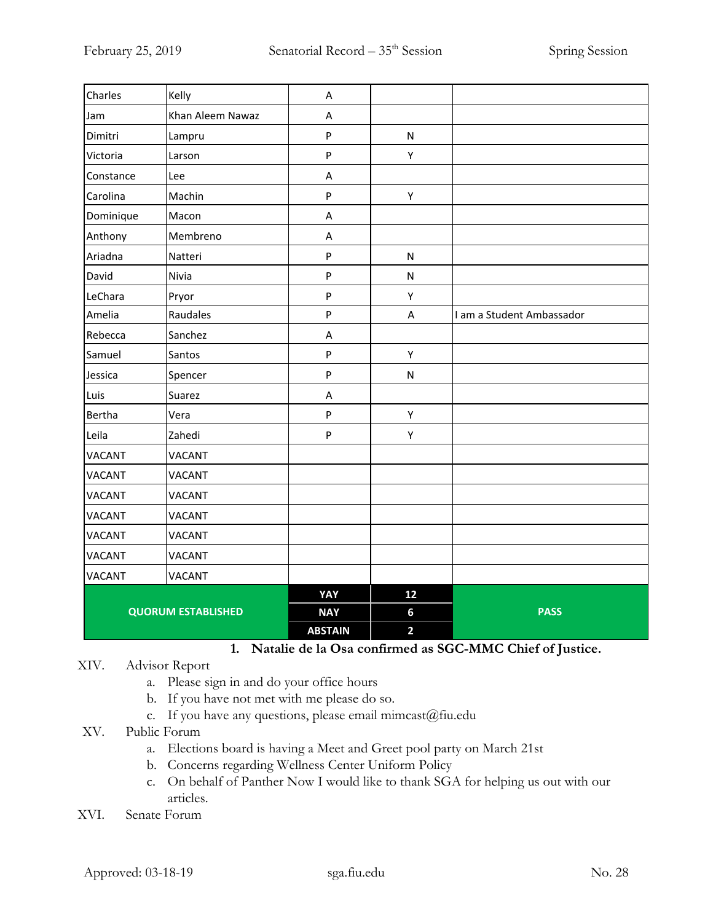| Charles | Kelly | A | | |
|---|---|---|---|---|
| Jam | Khan Aleem Nawaz | A | | |
| Dimitri | Lampru | P | N | |
| Victoria | Larson | P | Y | |
| Constance | Lee | A | | |
| Carolina | Machin | P | Y | |
| Dominique | Macon | A | | |
| Anthony | Membreno | A | | |
| Ariadna | Natteri | P | N | |
| David | Nivia | P | N | |
| LeChara | Pryor | P | Y | |
| Amelia | Raudales | P | A | I am a Student Ambassador |
| Rebecca | Sanchez | A | | |
| Samuel | Santos | P | Y | |
| Jessica | Spencer | P | N | |
| Luis | Suarez | A | | |
| Bertha | Vera | P | Y | |
| Leila | Zahedi | P | Y | |
| VACANT | VACANT | | | |
| VACANT | VACANT | | | |
| VACANT | VACANT | | | |
| VACANT | VACANT | | | |
| VACANT | VACANT | | | |
| VACANT | VACANT | | | |
| VACANT | VACANT | | | |
| QUORUM ESTABLISHED | | YAY | 12 | PASS |
| | | NAY | 6 | |
| | | ABSTAIN | 2 | |

1. **Natalie de la Osa confirmed as SGC-MMC Chief of Justice.**

XIV. Advisor Report
   a. Please sign in and do your office hours
   b. If you have not met with me please do so.
   c. If you have any questions, please email mimcast@fiu.edu

XV. Public Forum
   a. Elections board is having a Meet and Greet pool party on March 21st
   b. Concerns regarding Wellness Center Uniform Policy
   c. On behalf of Panther Now I would like to thank SGA for helping us out with our articles.

XVI. Senate Forum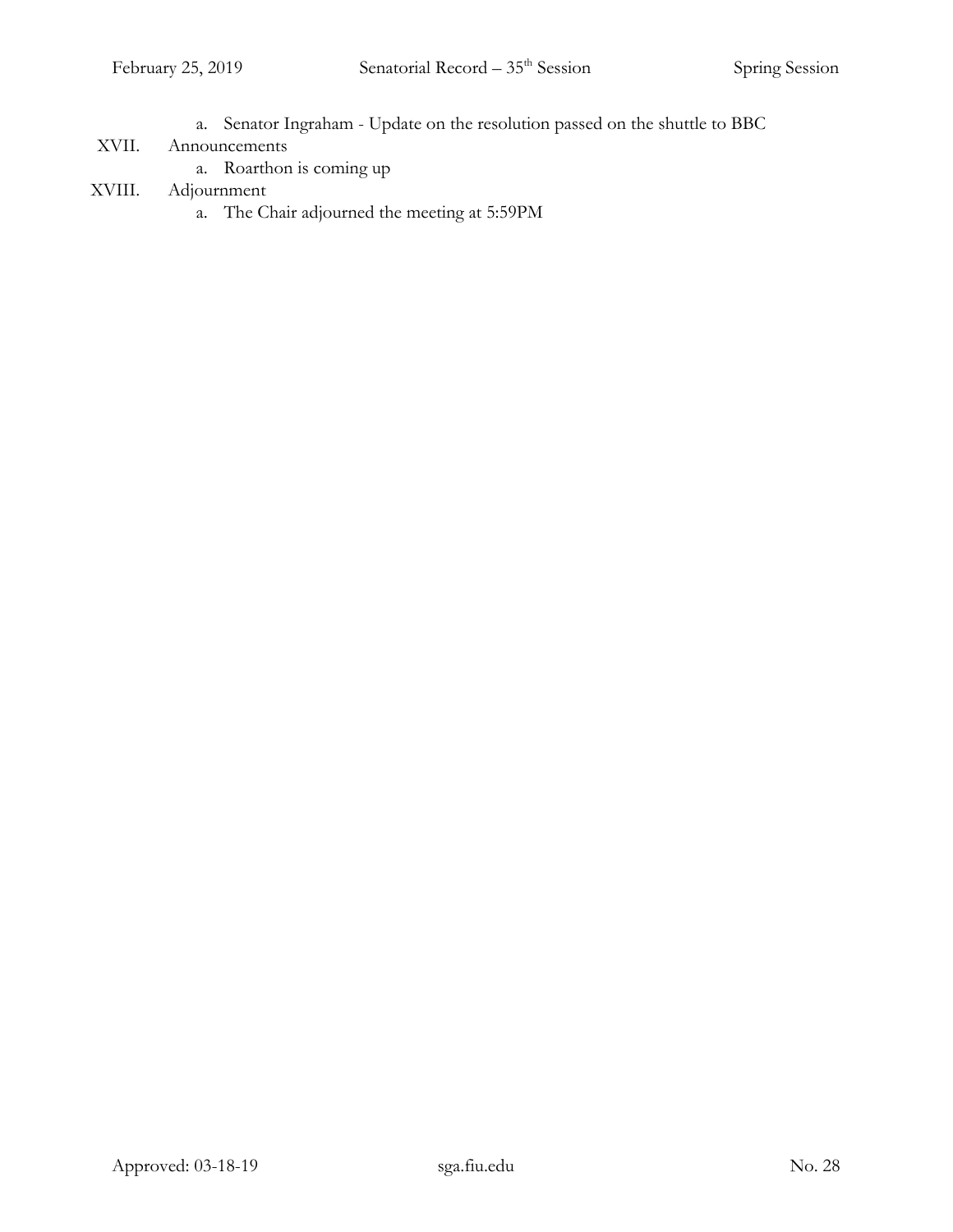a. Senator Ingraham - Update on the resolution passed on the shuttle to BBC

XVII. Announcements

    a. Roarthon is coming up

XVIII. Adjournment

    a. The Chair adjourned the meeting at 5:59PM

Approved: 03-18-19